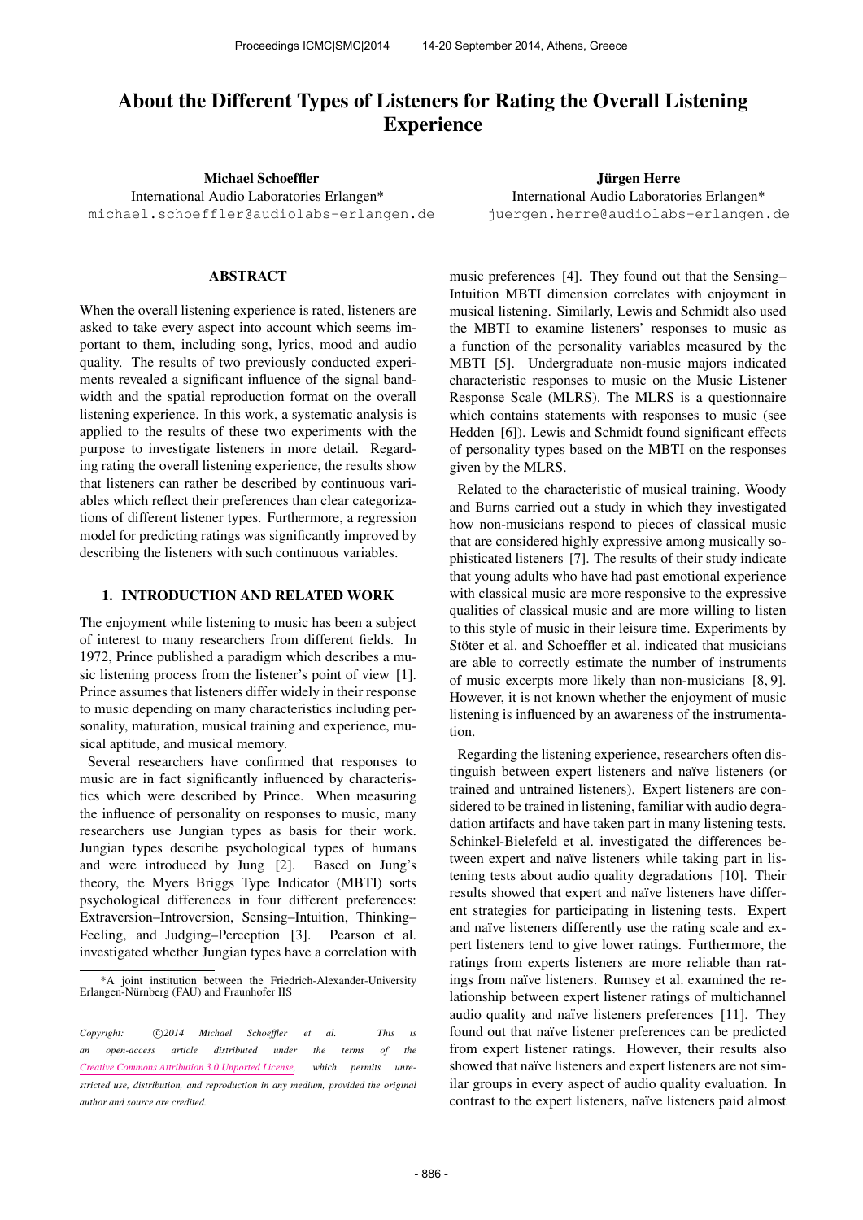# About the Different Types of Listeners for Rating the Overall Listening Experience

**Michael Schoeffler**
International Audio Laboratories Erlangen*
michael.schoeffler@audiolabs-erlangen.de

**Jürgen Herre**
International Audio Laboratories Erlangen*
juergen.herre@audiolabs-erlangen.de

## ABSTRACT

When the overall listening experience is rated, listeners are asked to take every aspect into account which seems important to them, including song, lyrics, mood and audio quality. The results of two previously conducted experiments revealed a significant influence of the signal bandwidth and the spatial reproduction format on the overall listening experience. In this work, a systematic analysis is applied to the results of these two experiments with the purpose to investigate listeners in more detail. Regarding rating the overall listening experience, the results show that listeners can rather be described by continuous variables which reflect their preferences than clear categorizations of different listener types. Furthermore, a regression model for predicting ratings was significantly improved by describing the listeners with such continuous variables.

## 1. INTRODUCTION AND RELATED WORK

The enjoyment while listening to music has been a subject of interest to many researchers from different fields. In 1972, Prince published a paradigm which describes a music listening process from the listener's point of view [1]. Prince assumes that listeners differ widely in their response to music depending on many characteristics including personality, maturation, musical training and experience, musical aptitude, and musical memory.

Several researchers have confirmed that responses to music are in fact significantly influenced by characteristics which were described by Prince. When measuring the influence of personality on responses to music, many researchers use Jungian types as basis for their work. Jungian types describe psychological types of humans and were introduced by Jung [2]. Based on Jung's theory, the Myers Briggs Type Indicator (MBTI) sorts psychological differences in four different preferences: Extraversion–Introversion, Sensing–Intuition, Thinking–Feeling, and Judging–Perception [3]. Pearson et al. investigated whether Jungian types have a correlation with music preferences [4]. They found out that the Sensing–Intuition MBTI dimension correlates with enjoyment in musical listening. Similarly, Lewis and Schmidt also used the MBTI to examine listeners' responses to music as a function of the personality variables measured by the MBTI [5]. Undergraduate non-music majors indicated characteristic responses to music on the Music Listener Response Scale (MLRS). The MLRS is a questionnaire which contains statements with responses to music (see Hedden [6]). Lewis and Schmidt found significant effects of personality types based on the MBTI on the responses given by the MLRS.

Related to the characteristic of musical training, Woody and Burns carried out a study in which they investigated how non-musicians respond to pieces of classical music that are considered highly expressive among musically sophisticated listeners [7]. The results of their study indicate that young adults who have had past emotional experience with classical music are more responsive to the expressive qualities of classical music and are more willing to listen to this style of music in their leisure time. Experiments by Stöter et al. and Schoeffler et al. indicated that musicians are able to correctly estimate the number of instruments of music excerpts more likely than non-musicians [8, 9]. However, it is not known whether the enjoyment of music listening is influenced by an awareness of the instrumentation.

Regarding the listening experience, researchers often distinguish between expert listeners and naïve listeners (or trained and untrained listeners). Expert listeners are considered to be trained in listening, familiar with audio degradation artifacts and have taken part in many listening tests. Schinkel-Bielefeld et al. investigated the differences between expert and naïve listeners while taking part in listening tests about audio quality degradations [10]. Their results showed that expert and naïve listeners have different strategies for participating in listening tests. Expert and naïve listeners differently use the rating scale and expert listeners tend to give lower ratings. Furthermore, the ratings from experts listeners are more reliable than ratings from naïve listeners. Rumsey et al. examined the relationship between expert listener ratings of multichannel audio quality and naïve listeners preferences [11]. They found out that naïve listener preferences can be predicted from expert listener ratings. However, their results also showed that naïve listeners and expert listeners are not similar groups in every aspect of audio quality evaluation. In contrast to the expert listeners, naïve listeners paid almost

---

*A joint institution between the Friedrich-Alexander-University Erlangen-Nürnberg (FAU) and Fraunhofer IIS

*Copyright: ©2014 Michael Schoeffler et al. This is an open-access article distributed under the terms of the Creative Commons Attribution 3.0 Unported License, which permits unrestricted use, distribution, and reproduction in any medium, provided the original author and source are credited.*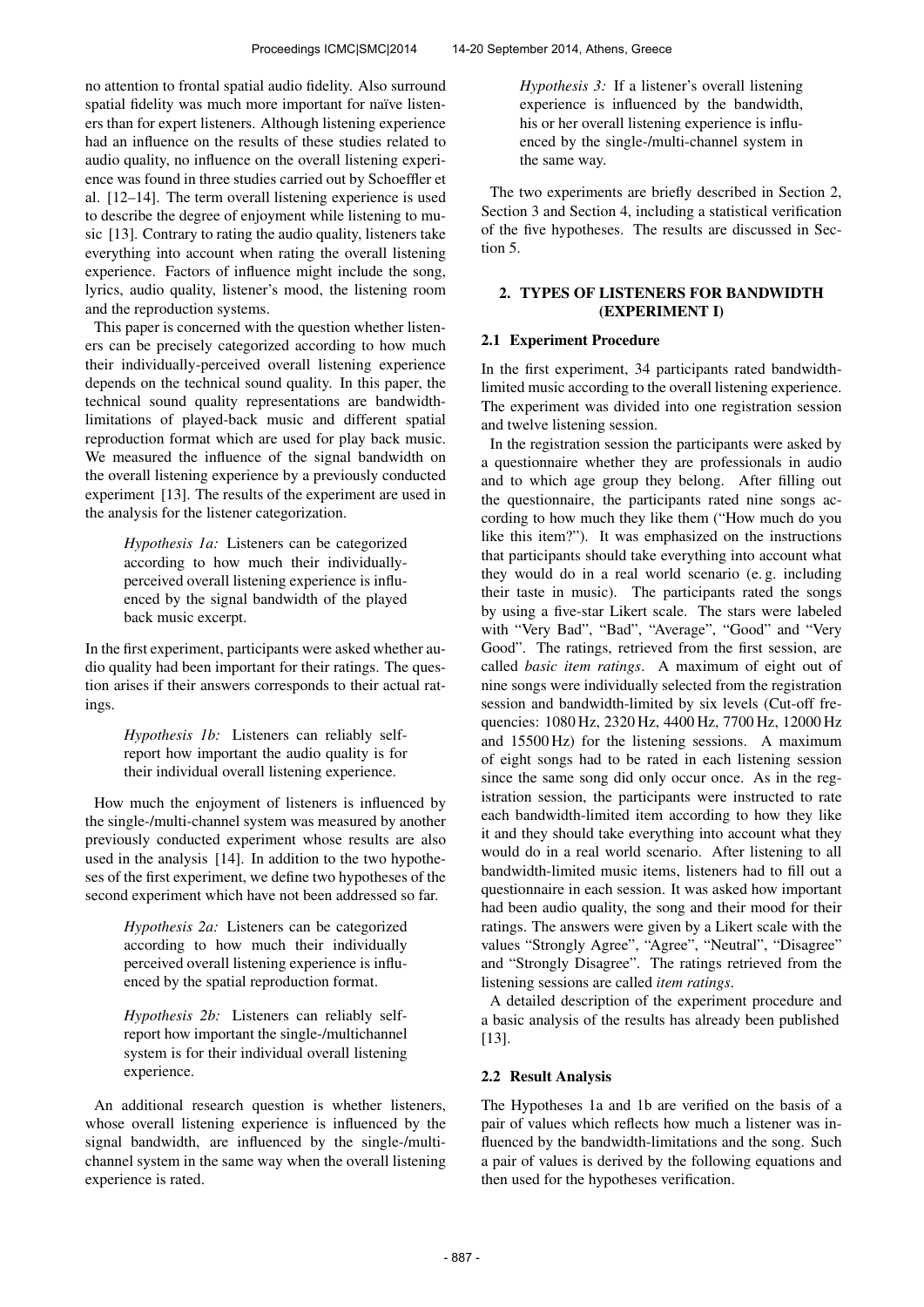no attention to frontal spatial audio fidelity. Also surround spatial fidelity was much more important for naïve listeners than for expert listeners. Although listening experience had an influence on the results of these studies related to audio quality, no influence on the overall listening experience was found in three studies carried out by Schoeffler et al. [12–14]. The term overall listening experience is used to describe the degree of enjoyment while listening to music [13]. Contrary to rating the audio quality, listeners take everything into account when rating the overall listening experience. Factors of influence might include the song, lyrics, audio quality, listener's mood, the listening room and the reproduction systems.

This paper is concerned with the question whether listeners can be precisely categorized according to how much their individually-perceived overall listening experience depends on the technical sound quality. In this paper, the technical sound quality representations are bandwidth-limitations of played-back music and different spatial reproduction format which are used for play back music. We measured the influence of the signal bandwidth on the overall listening experience by a previously conducted experiment [13]. The results of the experiment are used in the analysis for the listener categorization.

> *Hypothesis 1a:* Listeners can be categorized according to how much their individually-perceived overall listening experience is influenced by the signal bandwidth of the played back music excerpt.

In the first experiment, participants were asked whether audio quality had been important for their ratings. The question arises if their answers corresponds to their actual ratings.

> *Hypothesis 1b:* Listeners can reliably self-report how important the audio quality is for their individual overall listening experience.

How much the enjoyment of listeners is influenced by the single-/multi-channel system was measured by another previously conducted experiment whose results are also used in the analysis [14]. In addition to the two hypotheses of the first experiment, we define two hypotheses of the second experiment which have not been addressed so far.

> *Hypothesis 2a:* Listeners can be categorized according to how much their individually perceived overall listening experience is influenced by the spatial reproduction format.

> *Hypothesis 2b:* Listeners can reliably self-report how important the single-/multichannel system is for their individual overall listening experience.

An additional research question is whether listeners, whose overall listening experience is influenced by the signal bandwidth, are influenced by the single-/multi-channel system in the same way when the overall listening experience is rated.

> *Hypothesis 3:* If a listener's overall listening experience is influenced by the bandwidth, his or her overall listening experience is influenced by the single-/multi-channel system in the same way.

The two experiments are briefly described in Section 2, Section 3 and Section 4, including a statistical verification of the five hypotheses. The results are discussed in Section 5.

## 2. TYPES OF LISTENERS FOR BANDWIDTH (EXPERIMENT I)

### 2.1 Experiment Procedure

In the first experiment, 34 participants rated bandwidth-limited music according to the overall listening experience. The experiment was divided into one registration session and twelve listening session.

In the registration session the participants were asked by a questionnaire whether they are professionals in audio and to which age group they belong. After filling out the questionnaire, the participants rated nine songs according to how much they like them ("How much do you like this item?"). It was emphasized on the instructions that participants should take everything into account what they would do in a real world scenario (e. g. including their taste in music). The participants rated the songs by using a five-star Likert scale. The stars were labeled with "Very Bad", "Bad", "Average", "Good" and "Very Good". The ratings, retrieved from the first session, are called *basic item ratings*. A maximum of eight out of nine songs were individually selected from the registration session and bandwidth-limited by six levels (Cut-off frequencies: 1080 Hz, 2320 Hz, 4400 Hz, 7700 Hz, 12000 Hz and 15500 Hz) for the listening sessions. A maximum of eight songs had to be rated in each listening session since the same song did only occur once. As in the registration session, the participants were instructed to rate each bandwidth-limited item according to how they like it and they should take everything into account what they would do in a real world scenario. After listening to all bandwidth-limited music items, listeners had to fill out a questionnaire in each session. It was asked how important had been audio quality, the song and their mood for their ratings. The answers were given by a Likert scale with the values "Strongly Agree", "Agree", "Neutral", "Disagree" and "Strongly Disagree". The ratings retrieved from the listening sessions are called *item ratings*.

A detailed description of the experiment procedure and a basic analysis of the results has already been published [13].

### 2.2 Result Analysis

The Hypotheses 1a and 1b are verified on the basis of a pair of values which reflects how much a listener was influenced by the bandwidth-limitations and the song. Such a pair of values is derived by the following equations and then used for the hypotheses verification.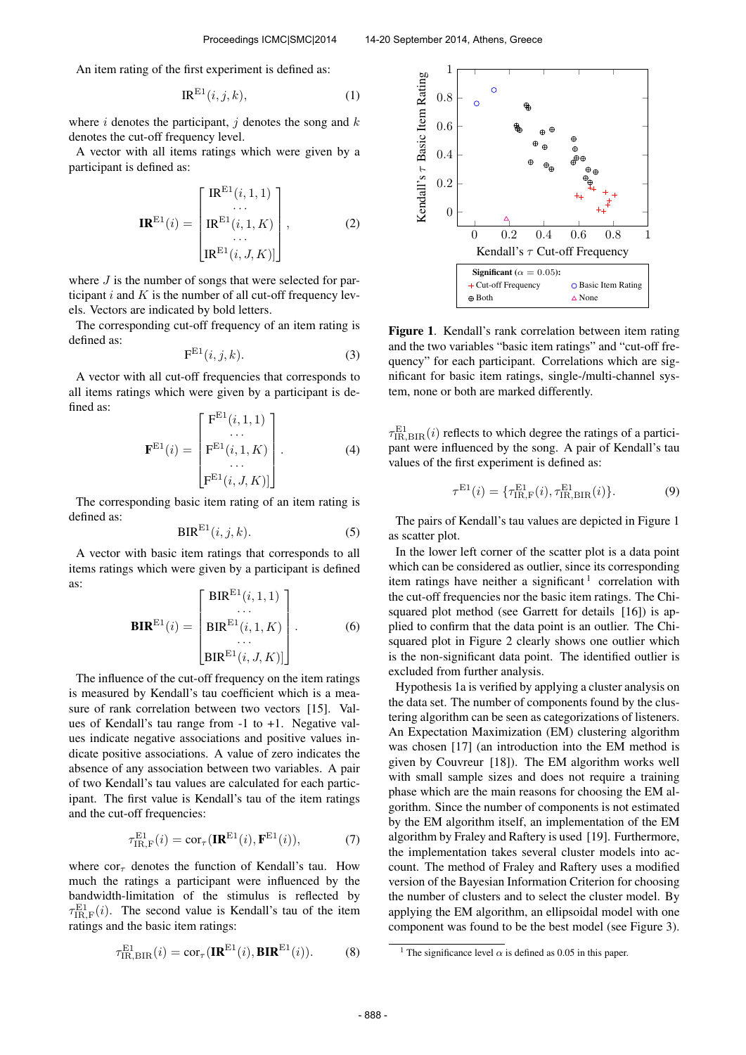An item rating of the first experiment is defined as:

$$\mathrm{IR}^{\mathrm{E1}}(i,j,k), \tag{1}$$

where $i$ denotes the participant, $j$ denotes the song and $k$ denotes the cut-off frequency level.

A vector with all items ratings which were given by a participant is defined as:

$$\mathbf{IR}^{\mathrm{E1}}(i) = \begin{bmatrix} \mathrm{IR}^{\mathrm{E1}}(i,1,1) \\ \cdots \\ \mathrm{IR}^{\mathrm{E1}}(i,1,K) \\ \cdots \\ \mathrm{IR}^{\mathrm{E1}}(i,J,K)] \end{bmatrix}, \tag{2}$$

where $J$ is the number of songs that were selected for participant $i$ and $K$ is the number of all cut-off frequency levels. Vectors are indicated by bold letters.

The corresponding cut-off frequency of an item rating is defined as:

$$\mathrm{F}^{\mathrm{E1}}(i,j,k). \tag{3}$$

A vector with all cut-off frequencies that corresponds to all items ratings which were given by a participant is defined as:

$$\mathbf{F}^{\mathrm{E1}}(i) = \begin{bmatrix} \mathrm{F}^{\mathrm{E1}}(i,1,1) \\ \cdots \\ \mathrm{F}^{\mathrm{E1}}(i,1,K) \\ \cdots \\ \mathrm{F}^{\mathrm{E1}}(i,J,K)] \end{bmatrix}. \tag{4}$$

The corresponding basic item rating of an item rating is defined as:

$$\mathrm{BIR}^{\mathrm{E1}}(i,j,k). \tag{5}$$

A vector with basic item ratings that corresponds to all items ratings which were given by a participant is defined as:

$$\mathbf{BIR}^{\mathrm{E1}}(i) = \begin{bmatrix} \mathrm{BIR}^{\mathrm{E1}}(i,1,1) \\ \cdots \\ \mathrm{BIR}^{\mathrm{E1}}(i,1,K) \\ \cdots \\ \mathrm{BIR}^{\mathrm{E1}}(i,J,K)] \end{bmatrix}. \tag{6}$$

The influence of the cut-off frequency on the item ratings is measured by Kendall's tau coefficient which is a measure of rank correlation between two vectors [15]. Values of Kendall's tau range from -1 to +1. Negative values indicate negative associations and positive values indicate positive associations. A value of zero indicates the absence of any association between two variables. A pair of two Kendall's tau values are calculated for each participant. The first value is Kendall's tau of the item ratings and the cut-off frequencies:

$$\tau^{\mathrm{E1}}_{\mathrm{IR,F}}(i) = \mathrm{cor}_{\tau}(\mathbf{IR}^{\mathrm{E1}}(i), \mathbf{F}^{\mathrm{E1}}(i)), \tag{7}$$

where $\mathrm{cor}_{\tau}$ denotes the function of Kendall's tau. How much the ratings a participant were influenced by the bandwidth-limitation of the stimulus is reflected by $\tau^{\mathrm{E1}}_{\mathrm{IR,F}}(i)$. The second value is Kendall's tau of the item ratings and the basic item ratings:

$$\tau^{\mathrm{E1}}_{\mathrm{IR,BIR}}(i) = \mathrm{cor}_{\tau}(\mathbf{IR}^{\mathrm{E1}}(i), \mathbf{BIR}^{\mathrm{E1}}(i)). \tag{8}$$

**Figure 1**. Kendall's rank correlation between item rating and the two variables "basic item ratings" and "cut-off frequency" for each participant. Correlations which are significant for basic item ratings, single-/multi-channel system, none or both are marked differently.

$\tau^{\mathrm{E1}}_{\mathrm{IR,BIR}}(i)$ reflects to which degree the ratings of a participant were influenced by the song. A pair of Kendall's tau values of the first experiment is defined as:

$$\tau^{\mathrm{E1}}(i) = \{\tau^{\mathrm{E1}}_{\mathrm{IR,F}}(i), \tau^{\mathrm{E1}}_{\mathrm{IR,BIR}}(i)\}. \tag{9}$$

The pairs of Kendall's tau values are depicted in Figure 1 as scatter plot.

In the lower left corner of the scatter plot is a data point which can be considered as outlier, since its corresponding item ratings have neither a significant [1] correlation with the cut-off frequencies nor the basic item ratings. The Chi-squared plot method (see Garrett for details [16]) is applied to confirm that the data point is an outlier. The Chi-squared plot in Figure 2 clearly shows one outlier which is the non-significant data point. The identified outlier is excluded from further analysis.

Hypothesis 1a is verified by applying a cluster analysis on the data set. The number of components found by the clustering algorithm can be seen as categorizations of listeners. An Expectation Maximization (EM) clustering algorithm was chosen [17] (an introduction into the EM method is given by Couvreur [18]). The EM algorithm works well with small sample sizes and does not require a training phase which are the main reasons for choosing the EM algorithm. Since the number of components is not estimated by the EM algorithm itself, an implementation of the EM algorithm by Fraley and Raftery is used [19]. Furthermore, the implementation takes several cluster models into account. The method of Fraley and Raftery uses a modified version of the Bayesian Information Criterion for choosing the number of clusters and to select the cluster model. By applying the EM algorithm, an ellipsoidal model with one component was found to be the best model (see Figure 3).

[1] The significance level $\alpha$ is defined as 0.05 in this paper.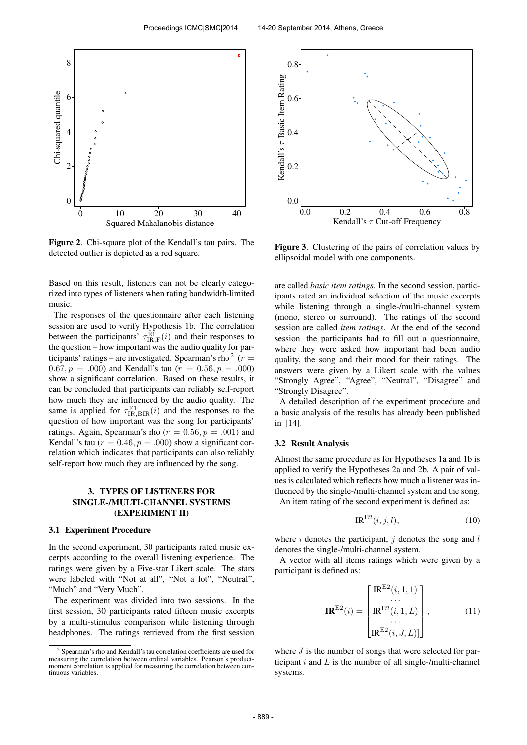Figure 2. Chi-square plot of the Kendall's tau pairs. The detected outlier is depicted as a red square.

Figure 3. Clustering of the pairs of correlation values by ellipsoidal model with one components.

Based on this result, listeners can not be clearly categorized into types of listeners when rating bandwidth-limited music.

The responses of the questionnaire after each listening session are used to verify Hypothesis 1b. The correlation between the participants' $\tau^{\mathrm{E1}}_{\mathrm{IR,F}}(i)$ and their responses to the question – how important was the audio quality for participants' ratings – are investigated. Spearman's rho [2] ($r = 0.67, p = .000$) and Kendall's tau ($r = 0.56, p = .000$) show a significant correlation. Based on these results, it can be concluded that participants can reliably self-report how much they are influenced by the audio quality. The same is applied for $\tau^{\mathrm{E1}}_{\mathrm{IR,BIR}}(i)$ and the responses to the question of how important was the song for participants' ratings. Again, Spearman's rho ($r = 0.56, p = .001$) and Kendall's tau ($r = 0.46, p = .000$) show a significant correlation which indicates that participants can also reliably self-report how much they are influenced by the song.

## 3. TYPES OF LISTENERS FOR SINGLE-/MULTI-CHANNEL SYSTEMS (EXPERIMENT II)

### 3.1 Experiment Procedure

In the second experiment, 30 participants rated music excerpts according to the overall listening experience. The ratings were given by a Five-star Likert scale. The stars were labeled with "Not at all", "Not a lot", "Neutral", "Much" and "Very Much".

The experiment was divided into two sessions. In the first session, 30 participants rated fifteen music excerpts by a multi-stimulus comparison while listening through headphones. The ratings retrieved from the first session are called *basic item ratings*. In the second session, participants rated an individual selection of the music excerpts while listening through a single-/multi-channel system (mono, stereo or surround). The ratings of the second session are called *item ratings*. At the end of the second session, the participants had to fill out a questionnaire, where they were asked how important had been audio quality, the song and their mood for their ratings. The answers were given by a Likert scale with the values "Strongly Agree", "Agree", "Neutral", "Disagree" and "Strongly Disagree".

A detailed description of the experiment procedure and a basic analysis of the results has already been published in [14].

### 3.2 Result Analysis

Almost the same procedure as for Hypotheses 1a and 1b is applied to verify the Hypotheses 2a and 2b. A pair of values is calculated which reflects how much a listener was influenced by the single-/multi-channel system and the song.

An item rating of the second experiment is defined as:

$$\mathrm{IR}^{\mathrm{E2}}(i, j, l), \tag{10}$$

where $i$ denotes the participant, $j$ denotes the song and $l$ denotes the single-/multi-channel system.

A vector with all items ratings which were given by a participant is defined as:

$$\mathbf{IR}^{\mathrm{E2}}(i) = \begin{bmatrix} \mathrm{IR}^{\mathrm{E2}}(i, 1, 1) \\ \cdots \\ \mathrm{IR}^{\mathrm{E2}}(i, 1, L) \\ \cdots \\ \mathrm{IR}^{\mathrm{E2}}(i, J, L) \end{bmatrix}, \tag{11}$$

where $J$ is the number of songs that were selected for participant $i$ and $L$ is the number of all single-/multi-channel systems.

[2] Spearman's rho and Kendall's tau correlation coefficients are used for measuring the correlation between ordinal variables. Pearson's product-moment correlation is applied for measuring the correlation between continuous variables.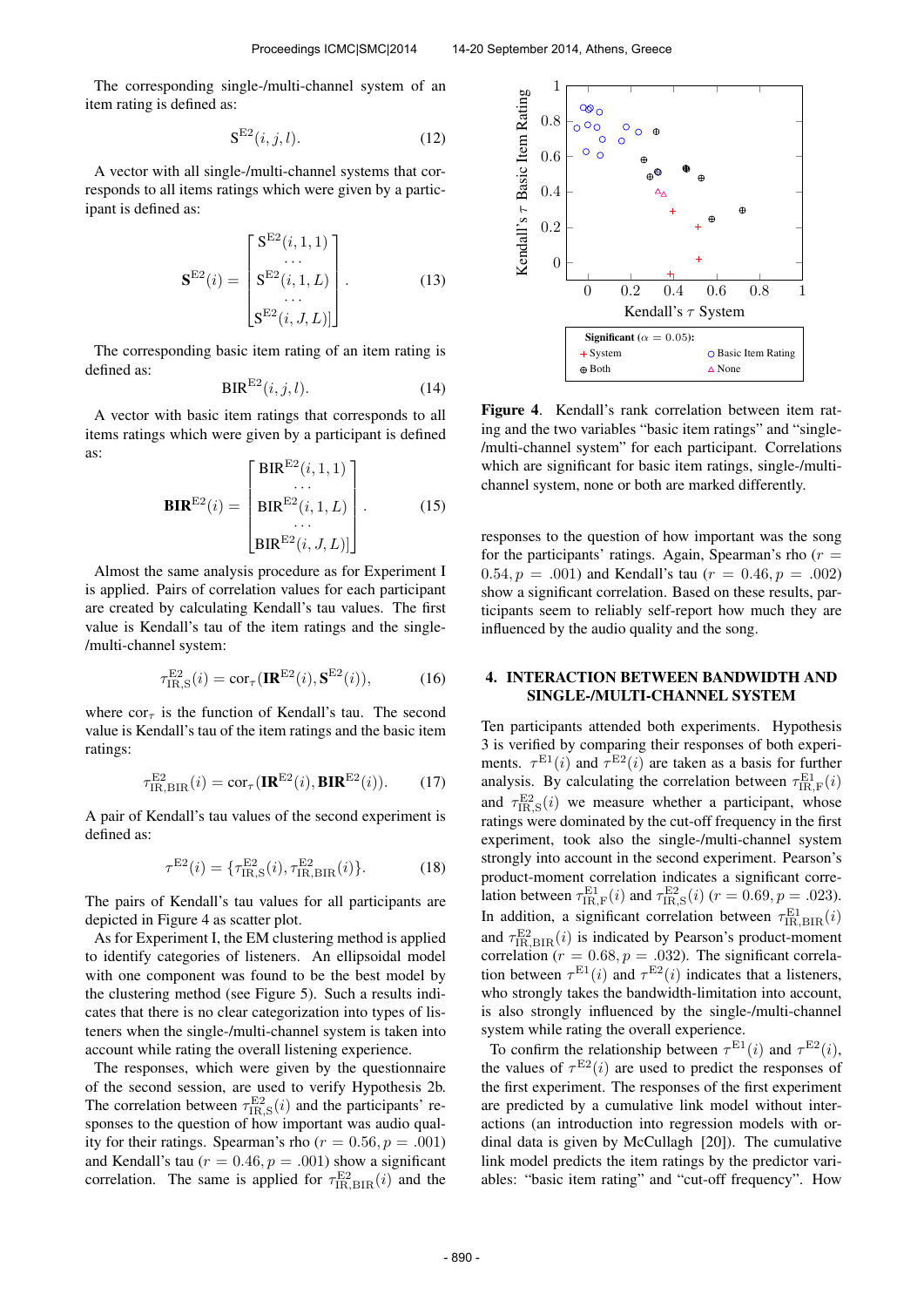The corresponding single-/multi-channel system of an item rating is defined as:

$$\mathrm{S}^{\mathrm{E2}}(i,j,l). \tag{12}$$

A vector with all single-/multi-channel systems that corresponds to all items ratings which were given by a participant is defined as:

$$\mathbf{S}^{\mathrm{E2}}(i) = \begin{bmatrix} \mathrm{S}^{\mathrm{E2}}(i,1,1) \\ \cdots \\ \mathrm{S}^{\mathrm{E2}}(i,1,L) \\ \cdots \\ \mathrm{S}^{\mathrm{E2}}(i,J,L) \end{bmatrix}. \tag{13}$$

The corresponding basic item rating of an item rating is defined as:

$$\mathrm{BIR}^{\mathrm{E2}}(i,j,l). \tag{14}$$

A vector with basic item ratings that corresponds to all items ratings which were given by a participant is defined as:

$$\mathbf{BIR}^{\mathrm{E2}}(i) = \begin{bmatrix} \mathrm{BIR}^{\mathrm{E2}}(i,1,1) \\ \cdots \\ \mathrm{BIR}^{\mathrm{E2}}(i,1,L) \\ \cdots \\ \mathrm{BIR}^{\mathrm{E2}}(i,J,L) \end{bmatrix}. \tag{15}$$

Almost the same analysis procedure as for Experiment I is applied. Pairs of correlation values for each participant are created by calculating Kendall's tau values. The first value is Kendall's tau of the item ratings and the single-/multi-channel system:

$$\tau^{\mathrm{E2}}_{\mathrm{IR,S}}(i) = \mathrm{cor}_\tau(\mathbf{IR}^{\mathrm{E2}}(i), \mathbf{S}^{\mathrm{E2}}(i)), \tag{16}$$

where $\mathrm{cor}_\tau$ is the function of Kendall's tau. The second value is Kendall's tau of the item ratings and the basic item ratings:

$$\tau^{\mathrm{E2}}_{\mathrm{IR,BIR}}(i) = \mathrm{cor}_\tau(\mathbf{IR}^{\mathrm{E2}}(i), \mathbf{BIR}^{\mathrm{E2}}(i)). \tag{17}$$

A pair of Kendall's tau values of the second experiment is defined as:

$$\tau^{\mathrm{E2}}(i) = \{\tau^{\mathrm{E2}}_{\mathrm{IR,S}}(i), \tau^{\mathrm{E2}}_{\mathrm{IR,BIR}}(i)\}. \tag{18}$$

The pairs of Kendall's tau values for all participants are depicted in Figure 4 as scatter plot.

As for Experiment I, the EM clustering method is applied to identify categories of listeners. An ellipsoidal model with one component was found to be the best model by the clustering method (see Figure 5). Such a results indicates that there is no clear categorization into types of listeners when the single-/multi-channel system is taken into account while rating the overall listening experience.

The responses, which were given by the questionnaire of the second session, are used to verify Hypothesis 2b. The correlation between $\tau^{\mathrm{E2}}_{\mathrm{IR,S}}(i)$ and the participants' responses to the question of how important was audio quality for their ratings. Spearman's rho ($r = 0.56, p = .001$) and Kendall's tau ($r = 0.46, p = .001$) show a significant correlation. The same is applied for $\tau^{\mathrm{E2}}_{\mathrm{IR,BIR}}(i)$ and the responses to the question of how important was the song for the participants' ratings. Again, Spearman's rho ($r = 0.54, p = .001$) and Kendall's tau ($r = 0.46, p = .002$) show a significant correlation. Based on these results, participants seem to reliably self-report how much they are influenced by the audio quality and the song.

Figure 4. Kendall's rank correlation between item rating and the two variables "basic item ratings" and "single-/multi-channel system" for each participant. Correlations which are significant for basic item ratings, single-/multi-channel system, none or both are marked differently.

## 4. INTERACTION BETWEEN BANDWIDTH AND SINGLE-/MULTI-CHANNEL SYSTEM

Ten participants attended both experiments. Hypothesis 3 is verified by comparing their responses of both experiments. $\tau^{\mathrm{E1}}(i)$ and $\tau^{\mathrm{E2}}(i)$ are taken as a basis for further analysis. By calculating the correlation between $\tau^{\mathrm{E1}}_{\mathrm{IR,F}}(i)$ and $\tau^{\mathrm{E2}}_{\mathrm{IR,S}}(i)$ we measure whether a participant, whose ratings were dominated by the cut-off frequency in the first experiment, took also the single-/multi-channel system strongly into account in the second experiment. Pearson's product-moment correlation indicates a significant correlation between $\tau^{\mathrm{E1}}_{\mathrm{IR,F}}(i)$ and $\tau^{\mathrm{E2}}_{\mathrm{IR,S}}(i)$ ($r = 0.69, p = .023$). In addition, a significant correlation between $\tau^{\mathrm{E1}}_{\mathrm{IR,BIR}}(i)$ and $\tau^{\mathrm{E2}}_{\mathrm{IR,BIR}}(i)$ is indicated by Pearson's product-moment correlation ($r = 0.68, p = .032$). The significant correlation between $\tau^{\mathrm{E1}}(i)$ and $\tau^{\mathrm{E2}}(i)$ indicates that a listeners, who strongly takes the bandwidth-limitation into account, is also strongly influenced by the single-/multi-channel system while rating the overall experience.

To confirm the relationship between $\tau^{\mathrm{E1}}(i)$ and $\tau^{\mathrm{E2}}(i)$, the values of $\tau^{\mathrm{E2}}(i)$ are used to predict the responses of the first experiment. The responses of the first experiment are predicted by a cumulative link model without interactions (an introduction into regression models with ordinal data is given by McCullagh [20]). The cumulative link model predicts the item ratings by the predictor variables: "basic item rating" and "cut-off frequency". How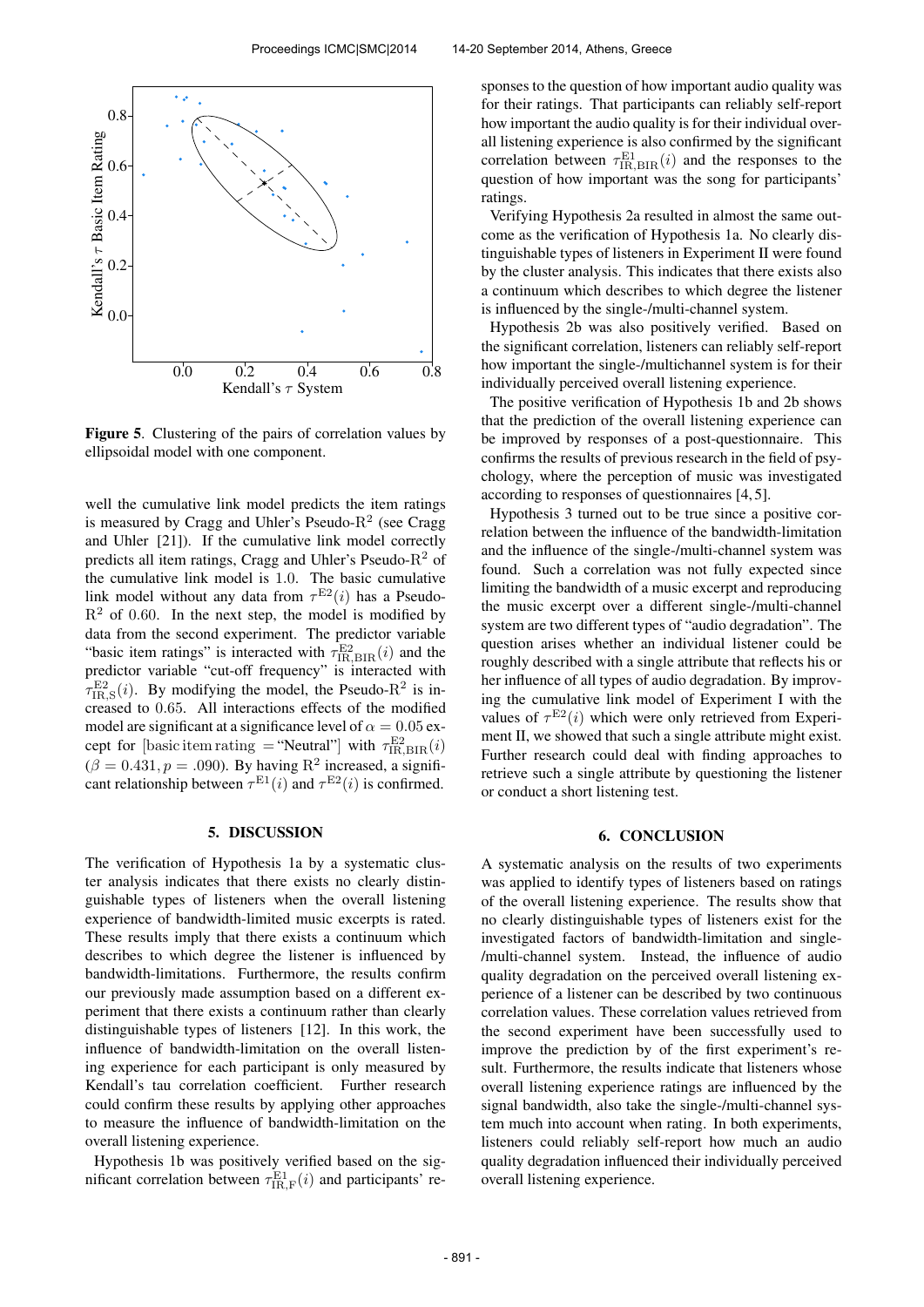**Figure 5**. Clustering of the pairs of correlation values by ellipsoidal model with one component.

well the cumulative link model predicts the item ratings is measured by Cragg and Uhler's Pseudo-$R^2$ (see Cragg and Uhler [21]). If the cumulative link model correctly predicts all item ratings, Cragg and Uhler's Pseudo-$R^2$ of the cumulative link model is 1.0. The basic cumulative link model without any data from $\tau^{E2}(i)$ has a Pseudo-$R^2$ of 0.60. In the next step, the model is modified by data from the second experiment. The predictor variable "basic item ratings" is interacted with $\tau^{E2}_{IR,BIR}(i)$ and the predictor variable "cut-off frequency" is interacted with $\tau^{E2}_{IR,S}(i)$. By modifying the model, the Pseudo-$R^2$ is increased to 0.65. All interactions effects of the modified model are significant at a significance level of $\alpha = 0.05$ except for $[\text{basic item rating} = \text{"Neutral"}]$ with $\tau^{E2}_{IR,BIR}(i)$ ($\beta = 0.431, p = .090$). By having $R^2$ increased, a significant relationship between $\tau^{E1}(i)$ and $\tau^{E2}(i)$ is confirmed.

## 5. DISCUSSION

The verification of Hypothesis 1a by a systematic cluster analysis indicates that there exists no clearly distinguishable types of listeners when the overall listening experience of bandwidth-limited music excerpts is rated. These results imply that there exists a continuum which describes to which degree the listener is influenced by bandwidth-limitations. Furthermore, the results confirm our previously made assumption based on a different experiment that there exists a continuum rather than clearly distinguishable types of listeners [12]. In this work, the influence of bandwidth-limitation on the overall listening experience for each participant is only measured by Kendall's tau correlation coefficient. Further research could confirm these results by applying other approaches to measure the influence of bandwidth-limitation on the overall listening experience.

Hypothesis 1b was positively verified based on the significant correlation between $\tau^{E1}_{IR,F}(i)$ and participants' responses to the question of how important audio quality was for their ratings. That participants can reliably self-report how important the audio quality is for their individual overall listening experience is also confirmed by the significant correlation between $\tau^{E1}_{IR,BIR}(i)$ and the responses to the question of how important was the song for participants' ratings.

Verifying Hypothesis 2a resulted in almost the same outcome as the verification of Hypothesis 1a. No clearly distinguishable types of listeners in Experiment II were found by the cluster analysis. This indicates that there exists also a continuum which describes to which degree the listener is influenced by the single-/multi-channel system.

Hypothesis 2b was also positively verified. Based on the significant correlation, listeners can reliably self-report how important the single-/multichannel system is for their individually perceived overall listening experience.

The positive verification of Hypothesis 1b and 2b shows that the prediction of the overall listening experience can be improved by responses of a post-questionnaire. This confirms the results of previous research in the field of psychology, where the perception of music was investigated according to responses of questionnaires [4, 5].

Hypothesis 3 turned out to be true since a positive correlation between the influence of the bandwidth-limitation and the influence of the single-/multi-channel system was found. Such a correlation was not fully expected since limiting the bandwidth of a music excerpt and reproducing the music excerpt over a different single-/multi-channel system are two different types of "audio degradation". The question arises whether an individual listener could be roughly described with a single attribute that reflects his or her influence of all types of audio degradation. By improving the cumulative link model of Experiment I with the values of $\tau^{E2}(i)$ which were only retrieved from Experiment II, we showed that such a single attribute might exist. Further research could deal with finding approaches to retrieve such a single attribute by questioning the listener or conduct a short listening test.

## 6. CONCLUSION

A systematic analysis on the results of two experiments was applied to identify types of listeners based on ratings of the overall listening experience. The results show that no clearly distinguishable types of listeners exist for the investigated factors of bandwidth-limitation and single-/multi-channel system. Instead, the influence of audio quality degradation on the perceived overall listening experience of a listener can be described by two continuous correlation values. These correlation values retrieved from the second experiment have been successfully used to improve the prediction by of the first experiment's result. Furthermore, the results indicate that listeners whose overall listening experience ratings are influenced by the signal bandwidth, also take the single-/multi-channel system much into account when rating. In both experiments, listeners could reliably self-report how much an audio quality degradation influenced their individually perceived overall listening experience.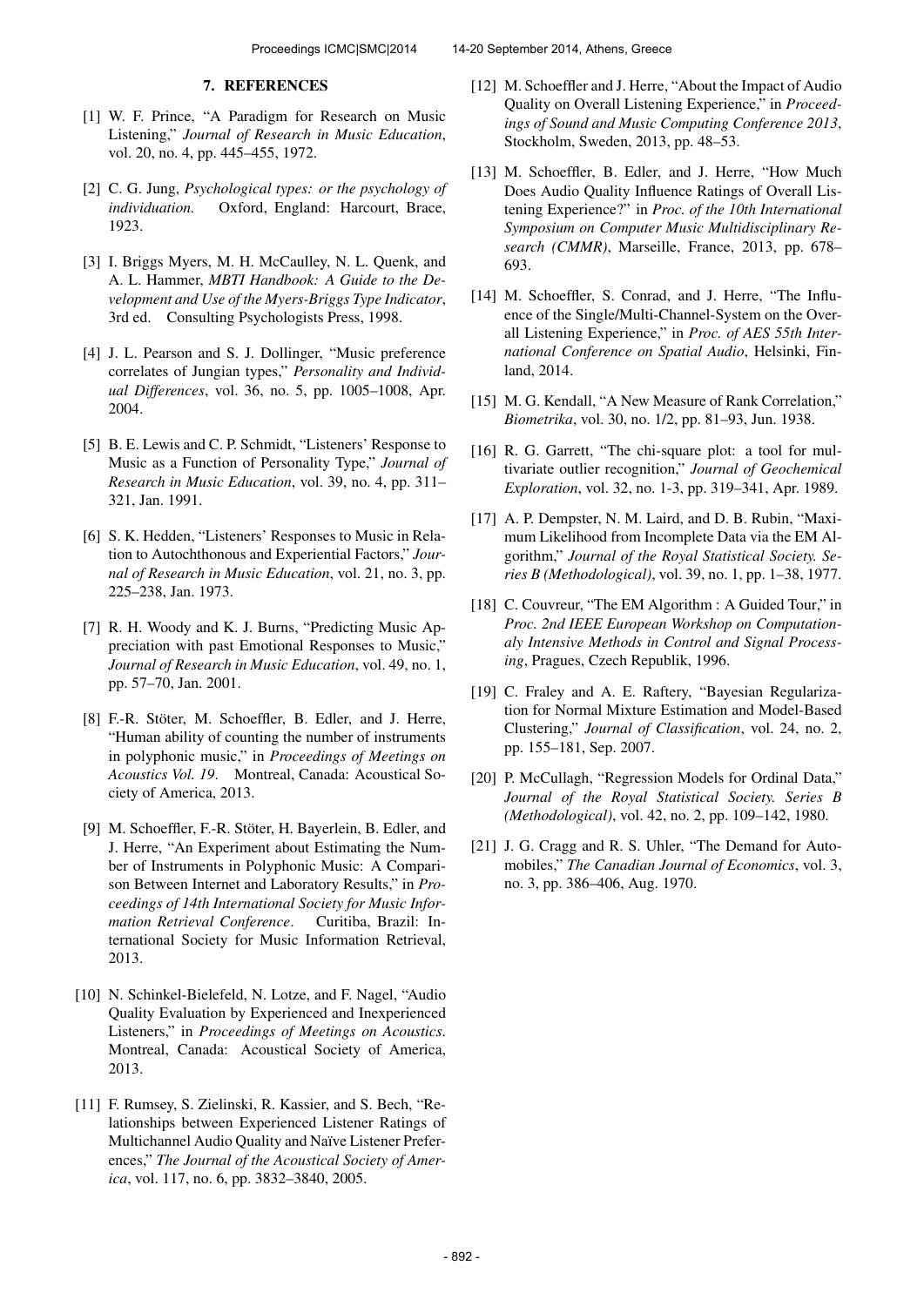## 7. REFERENCES

[1] W. F. Prince, "A Paradigm for Research on Music Listening," *Journal of Research in Music Education*, vol. 20, no. 4, pp. 445–455, 1972.

[2] C. G. Jung, *Psychological types: or the psychology of individuation.* Oxford, England: Harcourt, Brace, 1923.

[3] I. Briggs Myers, M. H. McCaulley, N. L. Quenk, and A. L. Hammer, *MBTI Handbook: A Guide to the Development and Use of the Myers-Briggs Type Indicator*, 3rd ed. Consulting Psychologists Press, 1998.

[4] J. L. Pearson and S. J. Dollinger, "Music preference correlates of Jungian types," *Personality and Individual Differences*, vol. 36, no. 5, pp. 1005–1008, Apr. 2004.

[5] B. E. Lewis and C. P. Schmidt, "Listeners' Response to Music as a Function of Personality Type," *Journal of Research in Music Education*, vol. 39, no. 4, pp. 311–321, Jan. 1991.

[6] S. K. Hedden, "Listeners' Responses to Music in Relation to Autochthonous and Experiential Factors," *Journal of Research in Music Education*, vol. 21, no. 3, pp. 225–238, Jan. 1973.

[7] R. H. Woody and K. J. Burns, "Predicting Music Appreciation with past Emotional Responses to Music," *Journal of Research in Music Education*, vol. 49, no. 1, pp. 57–70, Jan. 2001.

[8] F.-R. Stöter, M. Schoeffler, B. Edler, and J. Herre, "Human ability of counting the number of instruments in polyphonic music," in *Proceedings of Meetings on Acoustics Vol. 19*. Montreal, Canada: Acoustical Society of America, 2013.

[9] M. Schoeffler, F.-R. Stöter, H. Bayerlein, B. Edler, and J. Herre, "An Experiment about Estimating the Number of Instruments in Polyphonic Music: A Comparison Between Internet and Laboratory Results," in *Proceedings of 14th International Society for Music Information Retrieval Conference*. Curitiba, Brazil: International Society for Music Information Retrieval, 2013.

[10] N. Schinkel-Bielefeld, N. Lotze, and F. Nagel, "Audio Quality Evaluation by Experienced and Inexperienced Listeners," in *Proceedings of Meetings on Acoustics*. Montreal, Canada: Acoustical Society of America, 2013.

[11] F. Rumsey, S. Zielinski, R. Kassier, and S. Bech, "Relationships between Experienced Listener Ratings of Multichannel Audio Quality and Naïve Listener Preferences," *The Journal of the Acoustical Society of America*, vol. 117, no. 6, pp. 3832–3840, 2005.

[12] M. Schoeffler and J. Herre, "About the Impact of Audio Quality on Overall Listening Experience," in *Proceedings of Sound and Music Computing Conference 2013*, Stockholm, Sweden, 2013, pp. 48–53.

[13] M. Schoeffler, B. Edler, and J. Herre, "How Much Does Audio Quality Influence Ratings of Overall Listening Experience?" in *Proc. of the 10th International Symposium on Computer Music Multidisciplinary Research (CMMR)*, Marseille, France, 2013, pp. 678–693.

[14] M. Schoeffler, S. Conrad, and J. Herre, "The Influence of the Single/Multi-Channel-System on the Overall Listening Experience," in *Proc. of AES 55th International Conference on Spatial Audio*, Helsinki, Finland, 2014.

[15] M. G. Kendall, "A New Measure of Rank Correlation," *Biometrika*, vol. 30, no. 1/2, pp. 81–93, Jun. 1938.

[16] R. G. Garrett, "The chi-square plot: a tool for multivariate outlier recognition," *Journal of Geochemical Exploration*, vol. 32, no. 1-3, pp. 319–341, Apr. 1989.

[17] A. P. Dempster, N. M. Laird, and D. B. Rubin, "Maximum Likelihood from Incomplete Data via the EM Algorithm," *Journal of the Royal Statistical Society. Series B (Methodological)*, vol. 39, no. 1, pp. 1–38, 1977.

[18] C. Couvreur, "The EM Algorithm : A Guided Tour," in *Proc. 2nd IEEE European Workshop on Computationaly Intensive Methods in Control and Signal Processing*, Pragues, Czech Republik, 1996.

[19] C. Fraley and A. E. Raftery, "Bayesian Regularization for Normal Mixture Estimation and Model-Based Clustering," *Journal of Classification*, vol. 24, no. 2, pp. 155–181, Sep. 2007.

[20] P. McCullagh, "Regression Models for Ordinal Data," *Journal of the Royal Statistical Society. Series B (Methodological)*, vol. 42, no. 2, pp. 109–142, 1980.

[21] J. G. Cragg and R. S. Uhler, "The Demand for Automobiles," *The Canadian Journal of Economics*, vol. 3, no. 3, pp. 386–406, Aug. 1970.